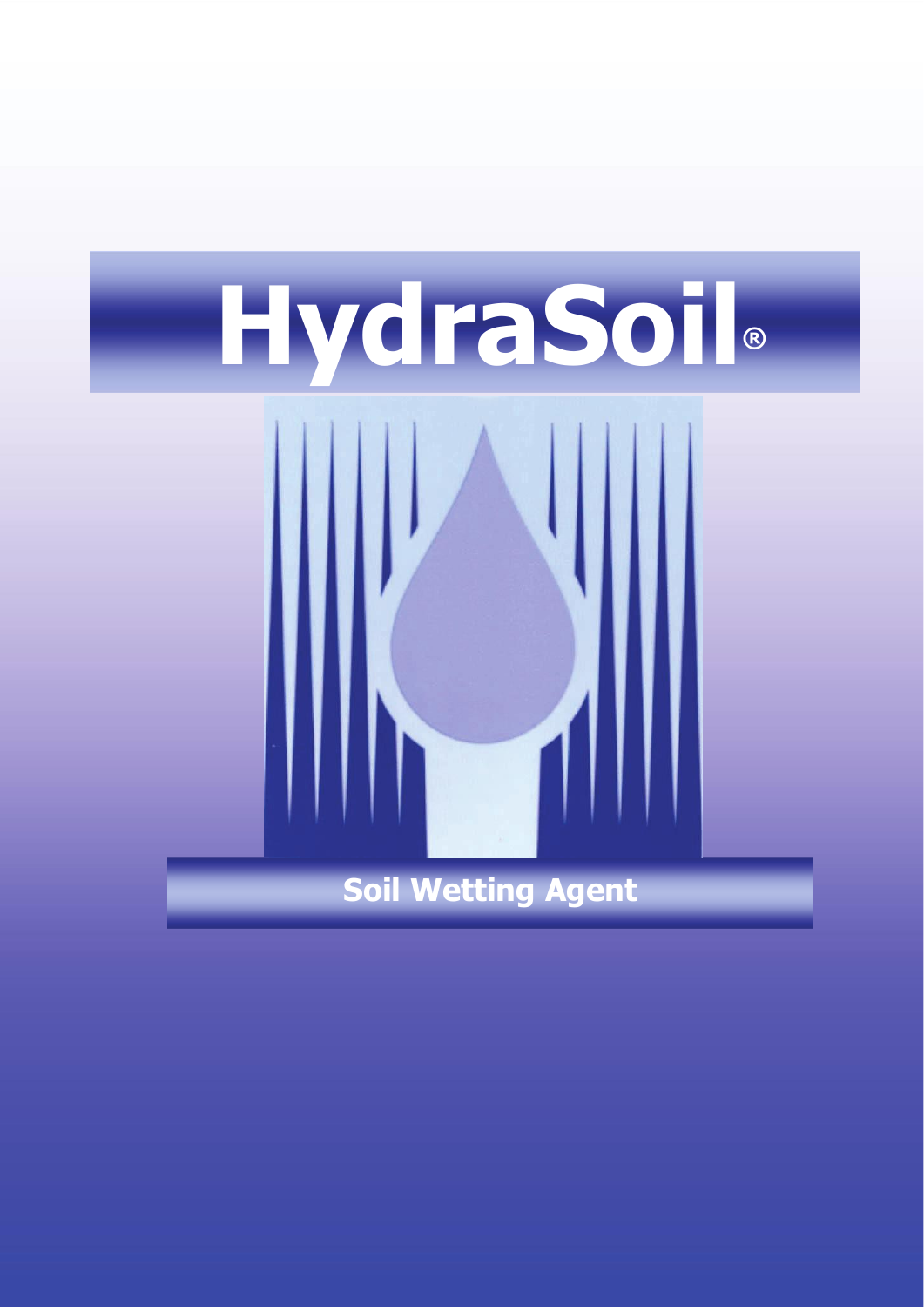# HydraSoil®

## Soil Wetting Agent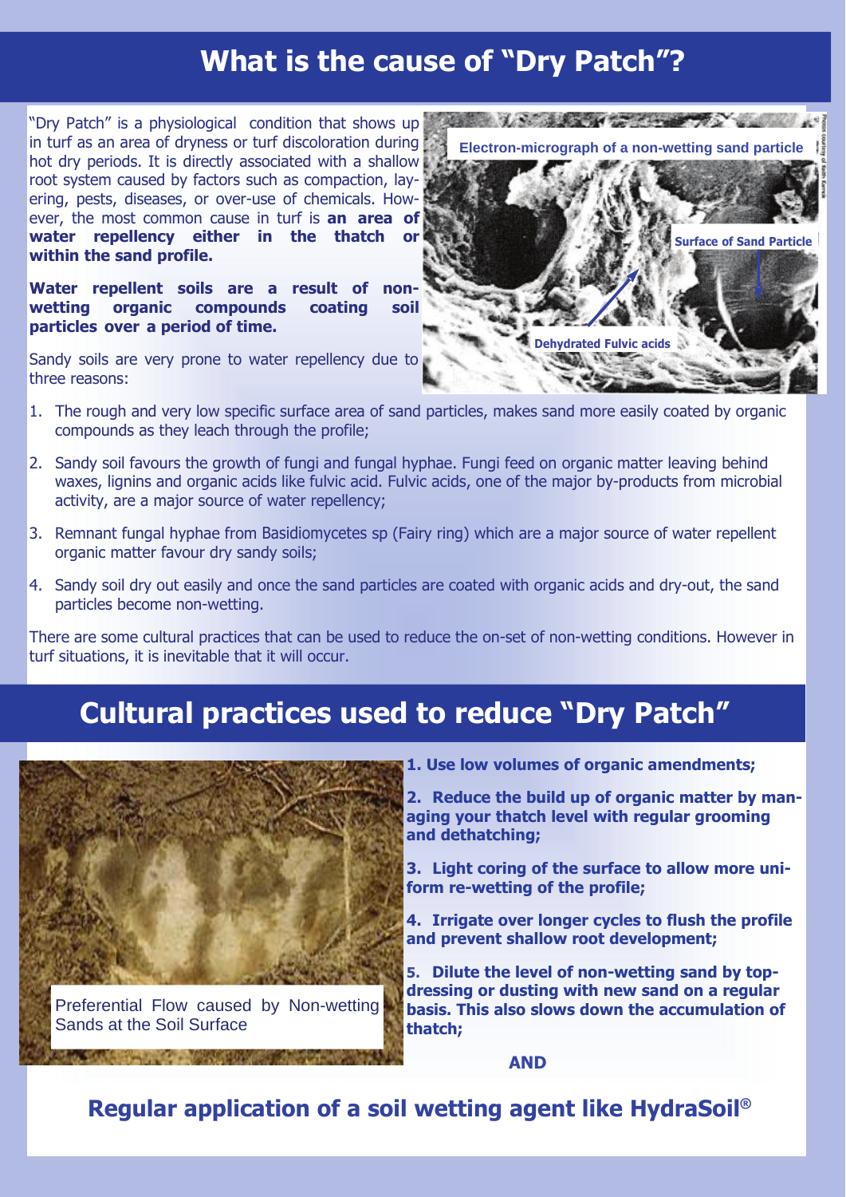# What is the cause of "Dry Patch"?

"Dry Patch" is a physiological condition that shows up in turf as an area of dryness or turf discoloration during hot dry periods. It is directly associated with a shallow root system caused by factors such as compaction, layering, pests, diseases, or over-use of chemicals. However, the most common cause in turf is **an area of water repellency either in the thatch or within the sand profile.**

**Water repellent soils are a result of non-wetting organic compounds coating soil particles over a period of time.**

Electron-micrograph of a non-wetting sand particle

Surface of Sand Particle

Dehydrated Fulvic acids

Sandy soils are very prone to water repellency due to three reasons:

1. The rough and very low specific surface area of sand particles, makes sand more easily coated by organic compounds as they leach through the profile;
2. Sandy soil favours the growth of fungi and fungal hyphae. Fungi feed on organic matter leaving behind waxes, lignins and organic acids like fulvic acid. Fulvic acids, one of the major by-products from microbial activity, are a major source of water repellency;
3. Remnant fungal hyphae from Basidiomycetes sp (Fairy ring) which are a major source of water repellent organic matter favour dry sandy soils;
4. Sandy soil dry out easily and once the sand particles are coated with organic acids and dry-out, the sand particles become non-wetting.

There are some cultural practices that can be used to reduce the on-set of non-wetting conditions. However in turf situations, it is inevitable that it will occur.

# Cultural practices used to reduce "Dry Patch"

Preferential Flow caused by Non-wetting Sands at the Soil Surface

**1. Use low volumes of organic amendments;**

**2. Reduce the build up of organic matter by managing your thatch level with regular grooming and dethatching;**

**3. Light coring of the surface to allow more uniform re-wetting of the profile;**

**4. Irrigate over longer cycles to flush the profile and prevent shallow root development;**

**5. Dilute the level of non-wetting sand by top-dressing or dusting with new sand on a regular basis. This also slows down the accumulation of thatch;**

**AND**

## Regular application of a soil wetting agent like HydraSoil®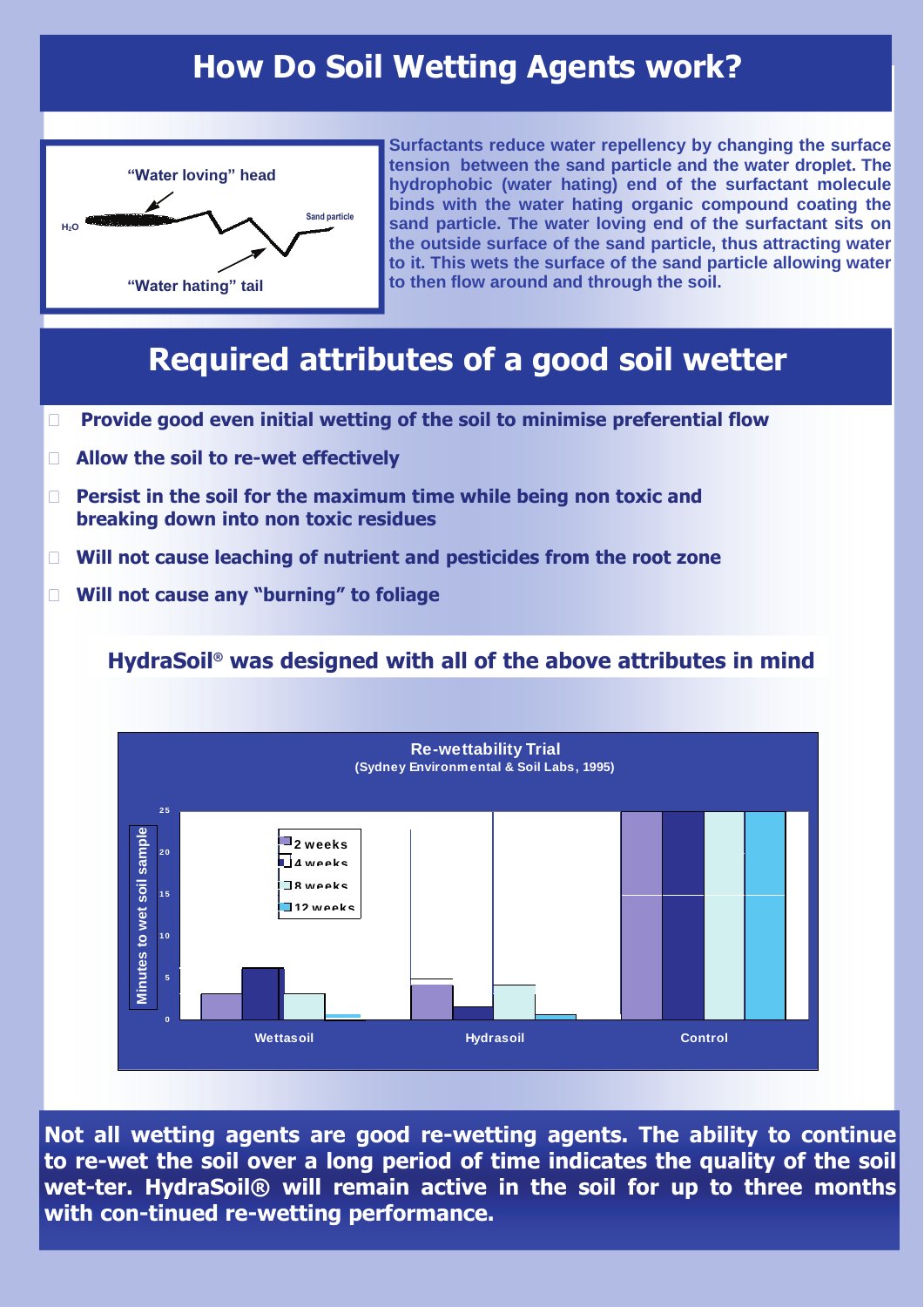# How Do Soil Wetting Agents work?

"Water loving" head

$H_2O$

Sand particle

"Water hating" tail

**Surfactants reduce water repellency by changing the surface tension between the sand particle and the water droplet. The hydrophobic (water hating) end of the surfactant molecule binds with the water hating organic compound coating the sand particle. The water loving end of the surfactant sits on the outside surface of the sand particle, thus attracting water to it. This wets the surface of the sand particle allowing water to then flow around and through the soil.**

# Required attributes of a good soil wetter

- **Provide good even initial wetting of the soil to minimise preferential flow**
- **Allow the soil to re-wet effectively**
- **Persist in the soil for the maximum time while being non toxic and breaking down into non toxic residues**
- **Will not cause leaching of nutrient and pesticides from the root zone**
- **Will not cause any "burning" to foliage**

## HydraSoil® was designed with all of the above attributes in mind

**Re-wettability Trial**
**(Sydney Environmental & Soil Labs, 1995)**

Minutes to wet soil sample

| | 2 weeks | 4 weeks | 8 weeks | 12 weeks |
|---|---|---|---|---|
| Wettasoil | 3 | 6 | 3 | 0.5 |
| Hydrasoil | 4 | 1.5 | 4 | 0.5 |
| Control | 25 | 25 | 25 | 25 |

**Not all wetting agents are good re-wetting agents. The ability to continue to re-wet the soil over a long period of time indicates the quality of the soil wet-ter. HydraSoil® will remain active in the soil for up to three months with con-tinued re-wetting performance.**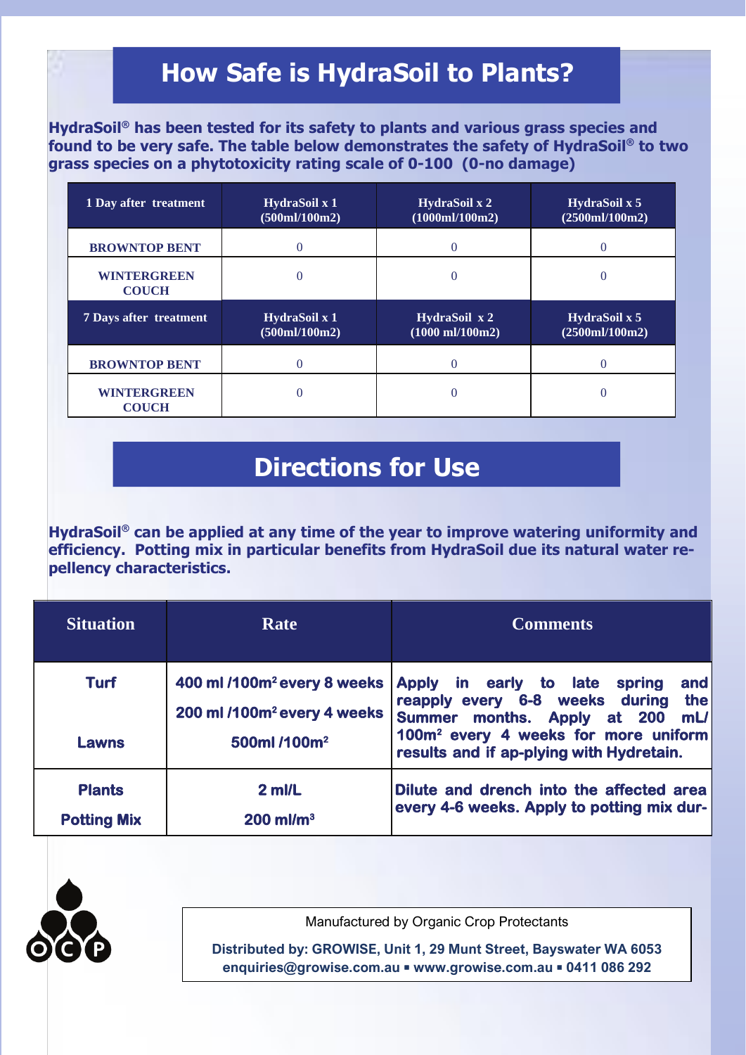# How Safe is HydraSoil to Plants?

**HydraSoil® has been tested for its safety to plants and various grass species and found to be very safe. The table below demonstrates the safety of HydraSoil® to two grass species on a phytotoxicity rating scale of 0-100 (0-no damage)**

| 1 Day after treatment | HydraSoil x 1 (500ml/100m2) | HydraSoil x 2 (1000ml/100m2) | HydraSoil x 5 (2500ml/100m2) |
|---|---|---|---|
| BROWNTOP BENT | 0 | 0 | 0 |
| WINTERGREEN COUCH | 0 | 0 | 0 |
| **7 Days after treatment** | **HydraSoil x 1 (500ml/100m2)** | **HydraSoil x 2 (1000 ml/100m2)** | **HydraSoil x 5 (2500ml/100m2)** |
| BROWNTOP BENT | 0 | 0 | 0 |
| WINTERGREEN COUCH | 0 | 0 | 0 |

# Directions for Use

**HydraSoil® can be applied at any time of the year to improve watering uniformity and efficiency. Potting mix in particular benefits from HydraSoil due its natural water re-pellency characteristics.**

| Situation | Rate | Comments |
|---|---|---|
| **Turf**<br><br>**Lawns** | **400 ml /100m² every 8 weeks**<br>**200 ml /100m² every 4 weeks**<br>**500ml /100m²** | **Apply in early to late spring and reapply every 6-8 weeks during the Summer months. Apply at 200 mL/ 100m² every 4 weeks for more uniform results and if ap-plying with Hydretain.** |
| **Plants**<br>**Potting Mix** | **2 ml/L**<br>**200 ml/m³** | **Dilute and drench into the affected area every 4-6 weeks. Apply to potting mix dur-** |

Manufactured by Organic Crop Protectants

**Distributed by: GROWISE, Unit 1, 29 Munt Street, Bayswater WA 6053**
**enquiries@growise.com.au ▪ www.growise.com.au ▪ 0411 086 292**